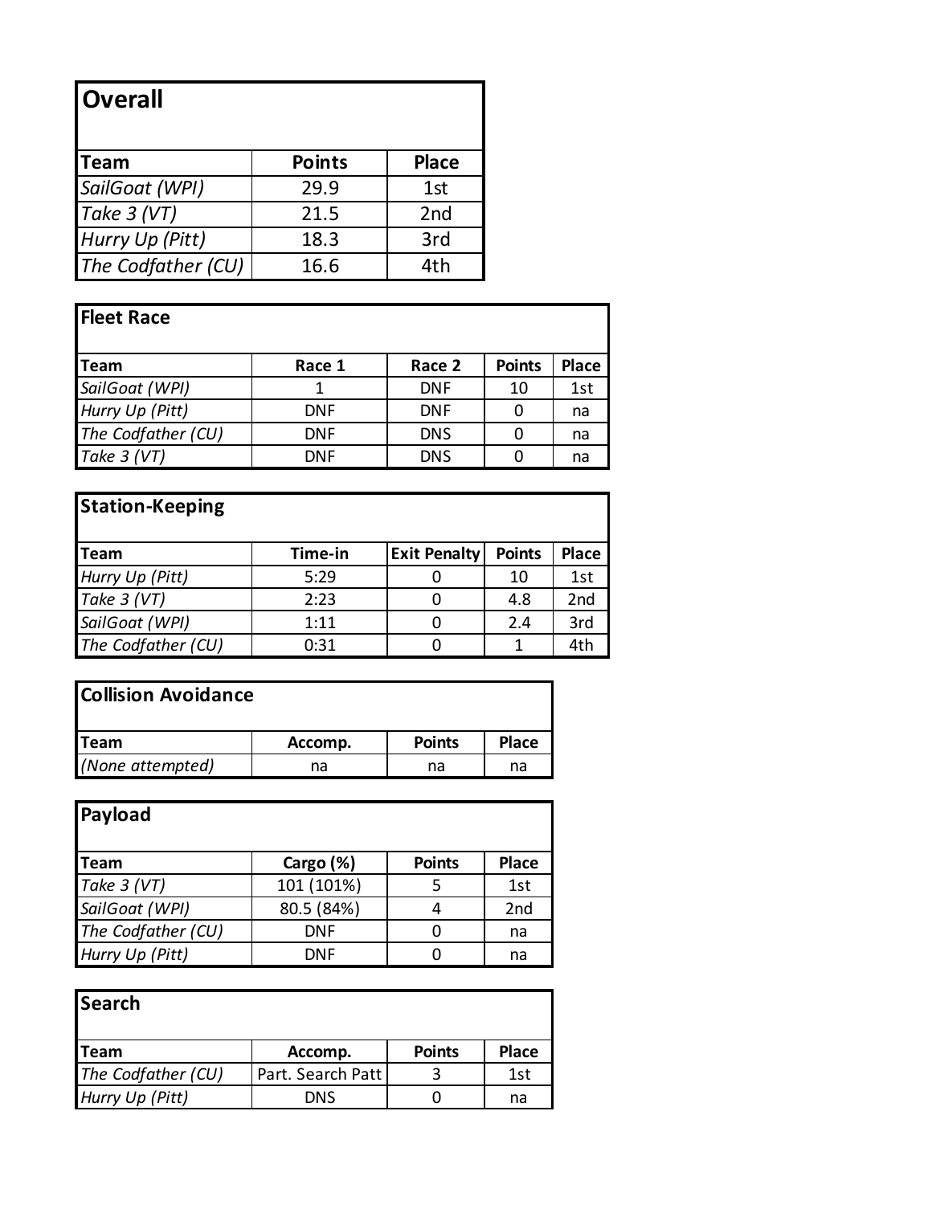## Overall

| Team | Points | Place |
|---|---|---|
| *SailGoat (WPI)* | 29.9 | 1st |
| *Take 3 (VT)* | 21.5 | 2nd |
| *Hurry Up (Pitt)* | 18.3 | 3rd |
| *The Codfather (CU)* | 16.6 | 4th |

## Fleet Race

| Team | Race 1 | Race 2 | Points | Place |
|---|---|---|---|---|
| *SailGoat (WPI)* | 1 | DNF | 10 | 1st |
| *Hurry Up (Pitt)* | DNF | DNF | 0 | na |
| *The Codfather (CU)* | DNF | DNS | 0 | na |
| *Take 3 (VT)* | DNF | DNS | 0 | na |

## Station-Keeping

| Team | Time-in | Exit Penalty | Points | Place |
|---|---|---|---|---|
| *Hurry Up (Pitt)* | 5:29 | 0 | 10 | 1st |
| *Take 3 (VT)* | 2:23 | 0 | 4.8 | 2nd |
| *SailGoat (WPI)* | 1:11 | 0 | 2.4 | 3rd |
| *The Codfather (CU)* | 0:31 | 0 | 1 | 4th |

## Collision Avoidance

| Team | Accomp. | Points | Place |
|---|---|---|---|
| *(None attempted)* | na | na | na |

## Payload

| Team | Cargo (%) | Points | Place |
|---|---|---|---|
| *Take 3 (VT)* | 101 (101%) | 5 | 1st |
| *SailGoat (WPI)* | 80.5 (84%) | 4 | 2nd |
| *The Codfather (CU)* | DNF | 0 | na |
| *Hurry Up (Pitt)* | DNF | 0 | na |

## Search

| Team | Accomp. | Points | Place |
|---|---|---|---|
| *The Codfather (CU)* | Part. Search Patt | 3 | 1st |
| *Hurry Up (Pitt)* | DNS | 0 | na |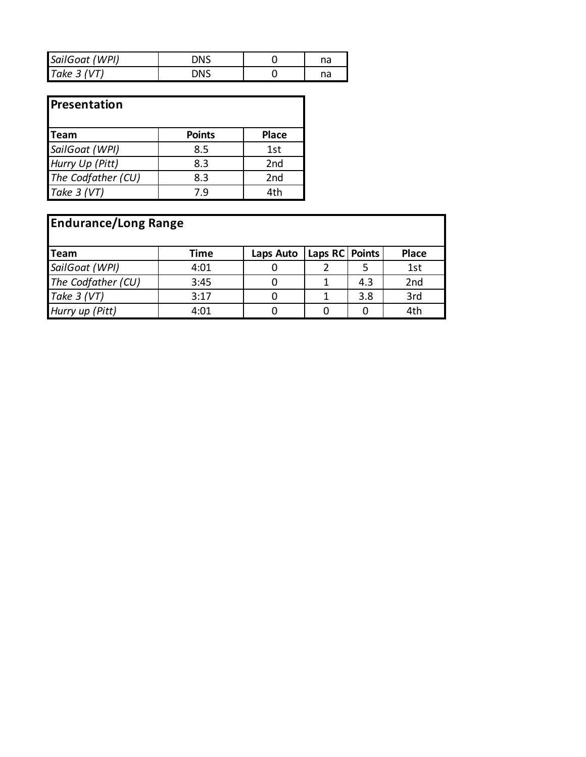| | | | |
|---|---|---|---|
| *SailGoat (WPI)* | DNS | 0 | na |
| *Take 3 (VT)* | DNS | 0 | na |

**Presentation**

| Team | Points | Place |
|---|---|---|
| *SailGoat (WPI)* | 8.5 | 1st |
| *Hurry Up (Pitt)* | 8.3 | 2nd |
| *The Codfather (CU)* | 8.3 | 2nd |
| *Take 3 (VT)* | 7.9 | 4th |

**Endurance/Long Range**

| Team | Time | Laps Auto | Laps RC | Points | Place |
|---|---|---|---|---|---|
| *SailGoat (WPI)* | 4:01 | 0 | 2 | 5 | 1st |
| *The Codfather (CU)* | 3:45 | 0 | 1 | 4.3 | 2nd |
| *Take 3 (VT)* | 3:17 | 0 | 1 | 3.8 | 3rd |
| *Hurry up (Pitt)* | 4:01 | 0 | 0 | 0 | 4th |